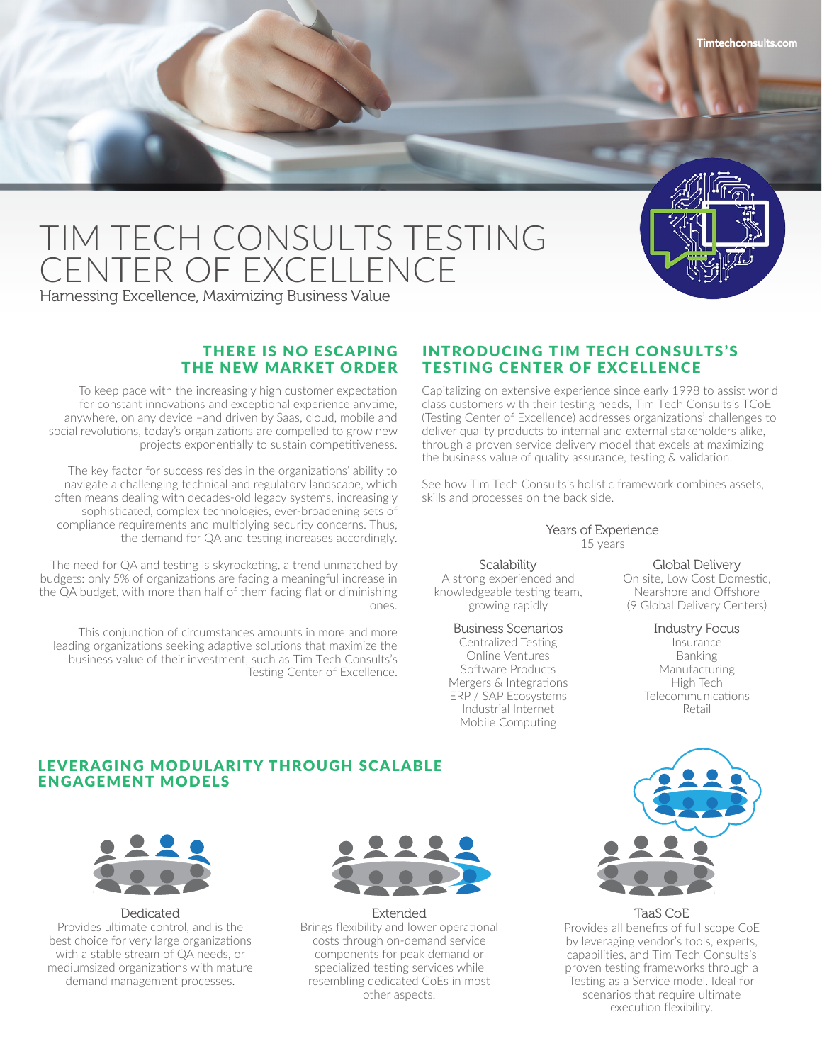# TIM TECH CONSULTS TESTING CENTER OF EXCELLENCE

Harnessing Excellence, Maximizing Business Value

## THERE IS NO ESCAPING THE NEW MARKET ORDER

To keep pace with the increasingly high customer expectation for constant innovations and exceptional experience anytime, anywhere, on any device –and driven by Saas, cloud, mobile and social revolutions, today's organizations are compelled to grow new projects exponentially to sustain competitiveness.

The key factor for success resides in the organizations' ability to navigate a challenging technical and regulatory landscape, which often means dealing with decades-old legacy systems, increasingly sophisticated, complex technologies, ever-broadening sets of compliance requirements and multiplying security concerns. Thus, the demand for QA and testing increases accordingly.

The need for QA and testing is skyrocketing, a trend unmatched by budgets: only 5% of organizations are facing a meaningful increase in the QA budget, with more than half of them facing flat or diminishing ones.

This conjunction of circumstances amounts in more and more leading organizations seeking adaptive solutions that maximize the business value of their investment, such as Tim Tech Consults's Testing Center of Excellence.

## INTRODUCING TIM TECH CONSULTS'S TESTING CENTER OF EXCELLENCE

Capitalizing on extensive experience since early 1998 to assist world class customers with their testing needs, Tim Tech Consults's TCoE (Testing Center of Excellence) addresses organizations' challenges to deliver quality products to internal and external stakeholders alike, through a proven service delivery model that excels at maximizing the business value of quality assurance, testing & validation.

See how Tim Tech Consults's holistic framework combines assets, skills and processes on the back side.

**Years of Experience**
15 years

**Scalability**
A strong experienced and knowledgeable testing team, growing rapidly

**Global Delivery**
On site, Low Cost Domestic, Nearshore and Offshore (9 Global Delivery Centers)

**Business Scenarios**
Centralized Testing
Online Ventures
Software Products
Mergers & Integrations
ERP / SAP Ecosystems
Industrial Internet
Mobile Computing

**Industry Focus**
Insurance
Banking
Manufacturing
High Tech
Telecommunications
Retail

## LEVERAGING MODULARITY THROUGH SCALABLE ENGAGEMENT MODELS

**Dedicated**
Provides ultimate control, and is the best choice for very large organizations with a stable stream of QA needs, or mediumsized organizations with mature demand management processes.

**Extended**
Brings flexibility and lower operational costs through on-demand service components for peak demand or specialized testing services while resembling dedicated CoEs in most other aspects.

**TaaS CoE**
Provides all benefits of full scope CoE by leveraging vendor's tools, experts, capabilities, and Tim Tech Consults's proven testing frameworks through a Testing as a Service model. Ideal for scenarios that require ultimate execution flexibility.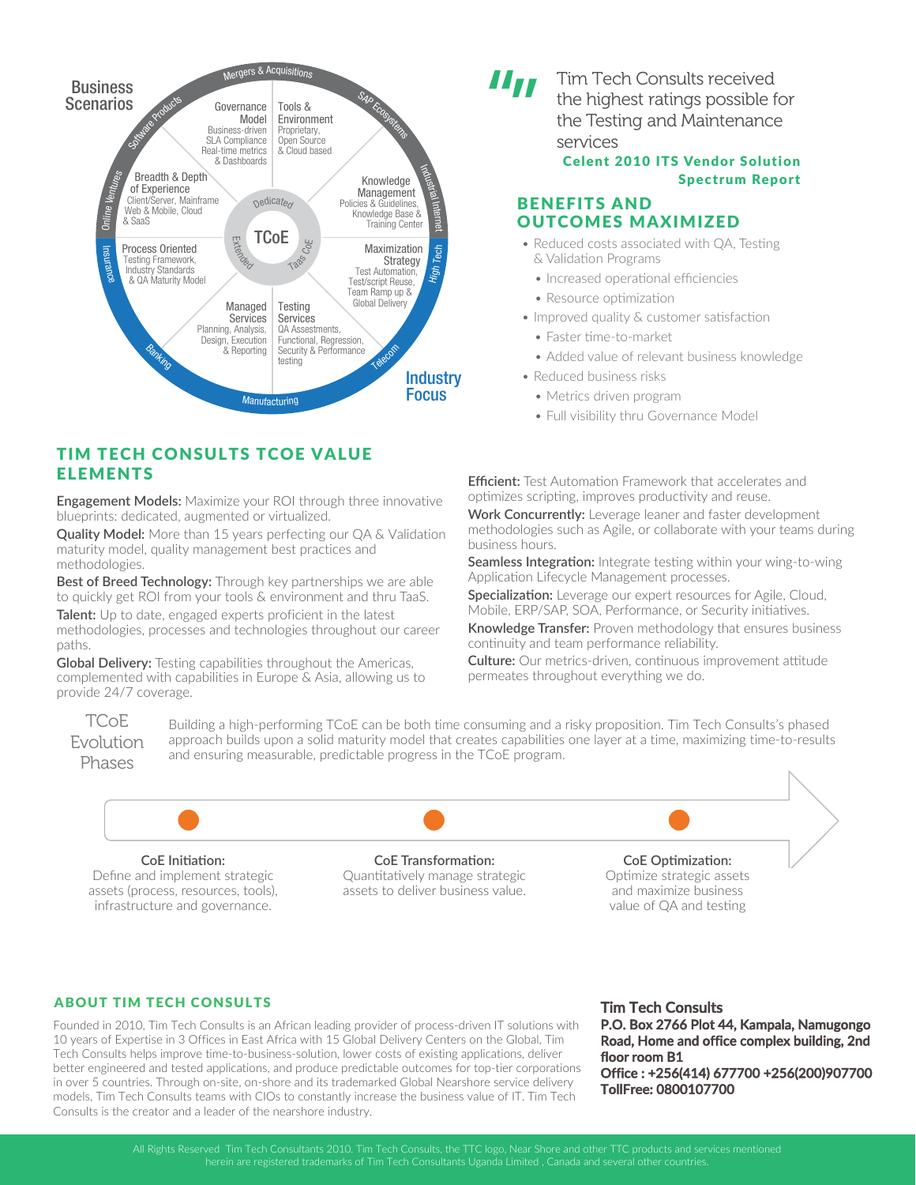Business Scenarios

Mergers & Acquisitions
SAP Ecosystems
Industrial Internet
High Tech
Telecom
Manufacturing
Banking
Insurance
Online Ventures
Software Products

Governance Model
Business-driven
SLA Compliance
Real-time metrics
& Dashboards

Tools & Environment
Proprietary,
Open Source
& Cloud based

Breadth & Depth of Experience
Client/Server, Mainframe
Web & Mobile, Cloud
& SaaS

Knowledge Management
Policies & Guidelines,
Knowledge Base &
Training Center

Dedicated
TCoE
Extended
Taas CoE

Process Oriented
Testing Framework,
Industry Standards
& QA Maturity Model

Maximization Strategy
Test Automation,
Test/script Reuse,
Team Ramp up &
Global Delivery

Managed Services
Planning, Analysis,
Design, Execution
& Reporting

Testing Services
QA Assessments,
Functional, Regression,
Security & Performance
testing

Industry Focus

> Tim Tech Consults received the highest ratings possible for the Testing and Maintenance services
>
> **Celent 2010 ITS Vendor Solution Spectrum Report**

## BENEFITS AND OUTCOMES MAXIMIZED

- Reduced costs associated with QA, Testing & Validation Programs
  - Increased operational efficiencies
  - Resource optimization
- Improved quality & customer satisfaction
  - Faster time-to-market
  - Added value of relevant business knowledge
- Reduced business risks
  - Metrics driven program
  - Full visibility thru Governance Model

## TIM TECH CONSULTS TCOE VALUE ELEMENTS

**Engagement Models:** Maximize your ROI through three innovative blueprints: dedicated, augmented or virtualized.

**Quality Model:** More than 15 years perfecting our QA & Validation maturity model, quality management best practices and methodologies.

**Best of Breed Technology:** Through key partnerships we are able to quickly get ROI from your tools & environment and thru TaaS.

**Talent:** Up to date, engaged experts proficient in the latest methodologies, processes and technologies throughout our career paths.

**Global Delivery:** Testing capabilities throughout the Americas, complemented with capabilities in Europe & Asia, allowing us to provide 24/7 coverage.

**Efficient:** Test Automation Framework that accelerates and optimizes scripting, improves productivity and reuse.

**Work Concurrently:** Leverage leaner and faster development methodologies such as Agile, or collaborate with your teams during business hours.

**Seamless Integration:** Integrate testing within your wing-to-wing Application Lifecycle Management processes.

**Specialization:** Leverage our expert resources for Agile, Cloud, Mobile, ERP/SAP, SOA, Performance, or Security initiatives.

**Knowledge Transfer:** Proven methodology that ensures business continuity and team performance reliability.

**Culture:** Our metrics-driven, continuous improvement attitude permeates throughout everything we do.

### TCoE Evolution Phases

Building a high-performing TCoE can be both time consuming and a risky proposition. Tim Tech Consults's phased approach builds upon a solid maturity model that creates capabilities one layer at a time, maximizing time-to-results and ensuring measurable, predictable progress in the TCoE program.

**CoE Initiation:**
Define and implement strategic assets (process, resources, tools), infrastructure and governance.

**CoE Transformation:**
Quantitatively manage strategic assets to deliver business value.

**CoE Optimization:**
Optimize strategic assets and maximize business value of QA and testing

## ABOUT TIM TECH CONSULTS

Founded in 2010, Tim Tech Consults is an African leading provider of process-driven IT solutions with 10 years of Expertise in 3 Offices in East Africa with 15 Global Delivery Centers on the Global, Tim Tech Consults helps improve time-to-business-solution, lower costs of existing applications, deliver better engineered and tested applications, and produce predictable outcomes for top-tier corporations in over 5 countries. Through on-site, on-shore and its trademarked Global Nearshore service delivery models, Tim Tech Consults teams with CIOs to constantly increase the business value of IT. Tim Tech Consults is the creator and a leader of the nearshore industry.

**Tim Tech Consults**
**P.O. Box 2766 Plot 44, Kampala, Namugongo Road, Home and office complex building, 2nd floor room B1**
**Office : +256(414) 677700 +256(200)907700**
**TollFree: 0800107700**

All Rights Reserved Tim Tech Consultants 2010. Tim Tech Consults, the TTC logo, Near Shore and other TTC products and services mentioned herein are registered trademarks of Tim Tech Consultants Uganda Limited , Canada and several other countries.